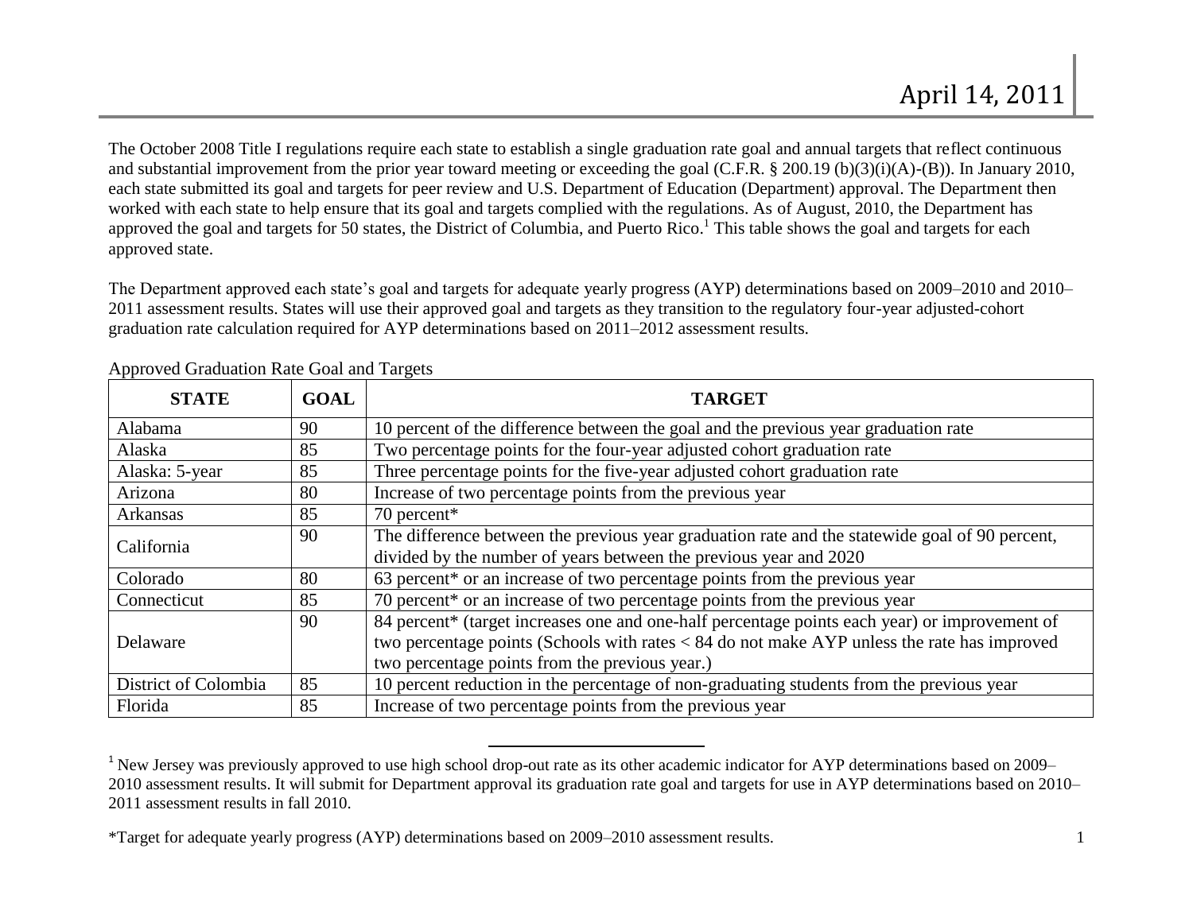The October 2008 Title I regulations require each state to establish a single graduation rate goal and annual targets that reflect continuous and substantial improvement from the prior year toward meeting or exceeding the goal (C.F.R. § 200.19 (b)(3)(i)(A)-(B)). In January 2010, each state submitted its goal and targets for peer review and U.S. Department of Education (Department) approval. The Department then worked with each state to help ensure that its goal and targets complied with the regulations. As of August, 2010, the Department has approved the goal and targets for 50 states, the District of Columbia, and Puerto Rico.[1] This table shows the goal and targets for each approved state.

The Department approved each state's goal and targets for adequate yearly progress (AYP) determinations based on 2009–2010 and 2010–2011 assessment results. States will use their approved goal and targets as they transition to the regulatory four-year adjusted-cohort graduation rate calculation required for AYP determinations based on 2011–2012 assessment results.

Approved Graduation Rate Goal and Targets

| STATE | GOAL | TARGET |
|---|---|---|
| Alabama | 90 | 10 percent of the difference between the goal and the previous year graduation rate |
| Alaska | 85 | Two percentage points for the four-year adjusted cohort graduation rate |
| Alaska: 5-year | 85 | Three percentage points for the five-year adjusted cohort graduation rate |
| Arizona | 80 | Increase of two percentage points from the previous year |
| Arkansas | 85 | 70 percent* |
| California | 90 | The difference between the previous year graduation rate and the statewide goal of 90 percent, divided by the number of years between the previous year and 2020 |
| Colorado | 80 | 63 percent* or an increase of two percentage points from the previous year |
| Connecticut | 85 | 70 percent* or an increase of two percentage points from the previous year |
| Delaware | 90 | 84 percent* (target increases one and one-half percentage points each year) or improvement of two percentage points (Schools with rates < 84 do not make AYP unless the rate has improved two percentage points from the previous year.) |
| District of Colombia | 85 | 10 percent reduction in the percentage of non-graduating students from the previous year |
| Florida | 85 | Increase of two percentage points from the previous year |

[1] New Jersey was previously approved to use high school drop-out rate as its other academic indicator for AYP determinations based on 2009–2010 assessment results. It will submit for Department approval its graduation rate goal and targets for use in AYP determinations based on 2010–2011 assessment results in fall 2010.

*Target for adequate yearly progress (AYP) determinations based on 2009–2010 assessment results.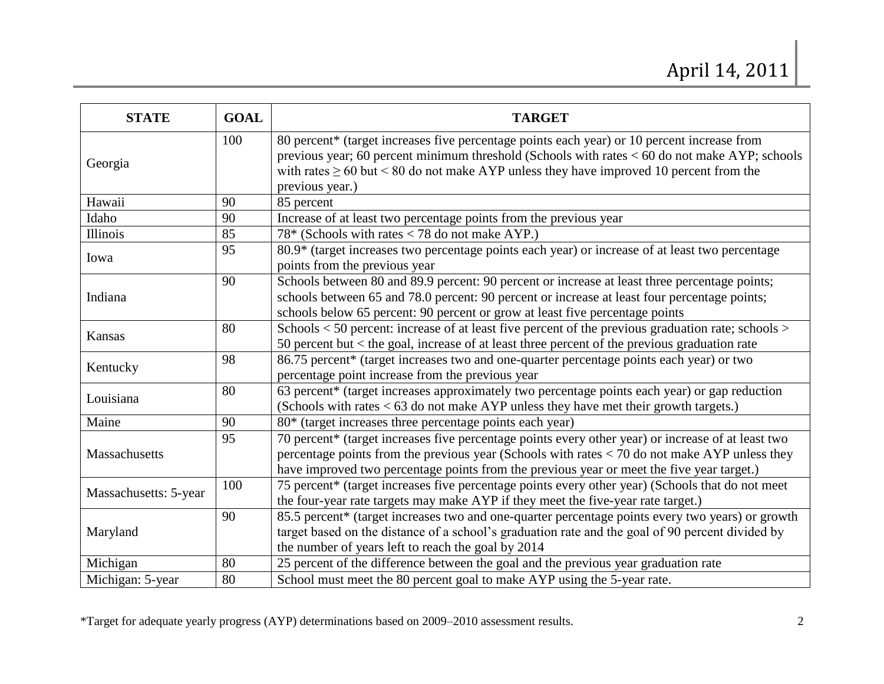| STATE | GOAL | TARGET |
| --- | --- | --- |
| Georgia | 100 | 80 percent* (target increases five percentage points each year) or 10 percent increase from previous year; 60 percent minimum threshold (Schools with rates < 60 do not make AYP; schools with rates ≥ 60 but < 80 do not make AYP unless they have improved 10 percent from the previous year.) |
| Hawaii | 90 | 85 percent |
| Idaho | 90 | Increase of at least two percentage points from the previous year |
| Illinois | 85 | 78* (Schools with rates < 78 do not make AYP.) |
| Iowa | 95 | 80.9* (target increases two percentage points each year) or increase of at least two percentage points from the previous year |
| Indiana | 90 | Schools between 80 and 89.9 percent: 90 percent or increase at least three percentage points; schools between 65 and 78.0 percent: 90 percent or increase at least four percentage points; schools below 65 percent: 90 percent or grow at least five percentage points |
| Kansas | 80 | Schools < 50 percent: increase of at least five percent of the previous graduation rate; schools > 50 percent but < the goal, increase of at least three percent of the previous graduation rate |
| Kentucky | 98 | 86.75 percent* (target increases two and one-quarter percentage points each year) or two percentage point increase from the previous year |
| Louisiana | 80 | 63 percent* (target increases approximately two percentage points each year) or gap reduction (Schools with rates < 63 do not make AYP unless they have met their growth targets.) |
| Maine | 90 | 80* (target increases three percentage points each year) |
| Massachusetts | 95 | 70 percent* (target increases five percentage points every other year) or increase of at least two percentage points from the previous year (Schools with rates < 70 do not make AYP unless they have improved two percentage points from the previous year or meet the five year target.) |
| Massachusetts: 5-year | 100 | 75 percent* (target increases five percentage points every other year) (Schools that do not meet the four-year rate targets may make AYP if they meet the five-year rate target.) |
| Maryland | 90 | 85.5 percent* (target increases two and one-quarter percentage points every two years) or growth target based on the distance of a school's graduation rate and the goal of 90 percent divided by the number of years left to reach the goal by 2014 |
| Michigan | 80 | 25 percent of the difference between the goal and the previous year graduation rate |
| Michigan: 5-year | 80 | School must meet the 80 percent goal to make AYP using the 5-year rate. |

*Target for adequate yearly progress (AYP) determinations based on 2009–2010 assessment results.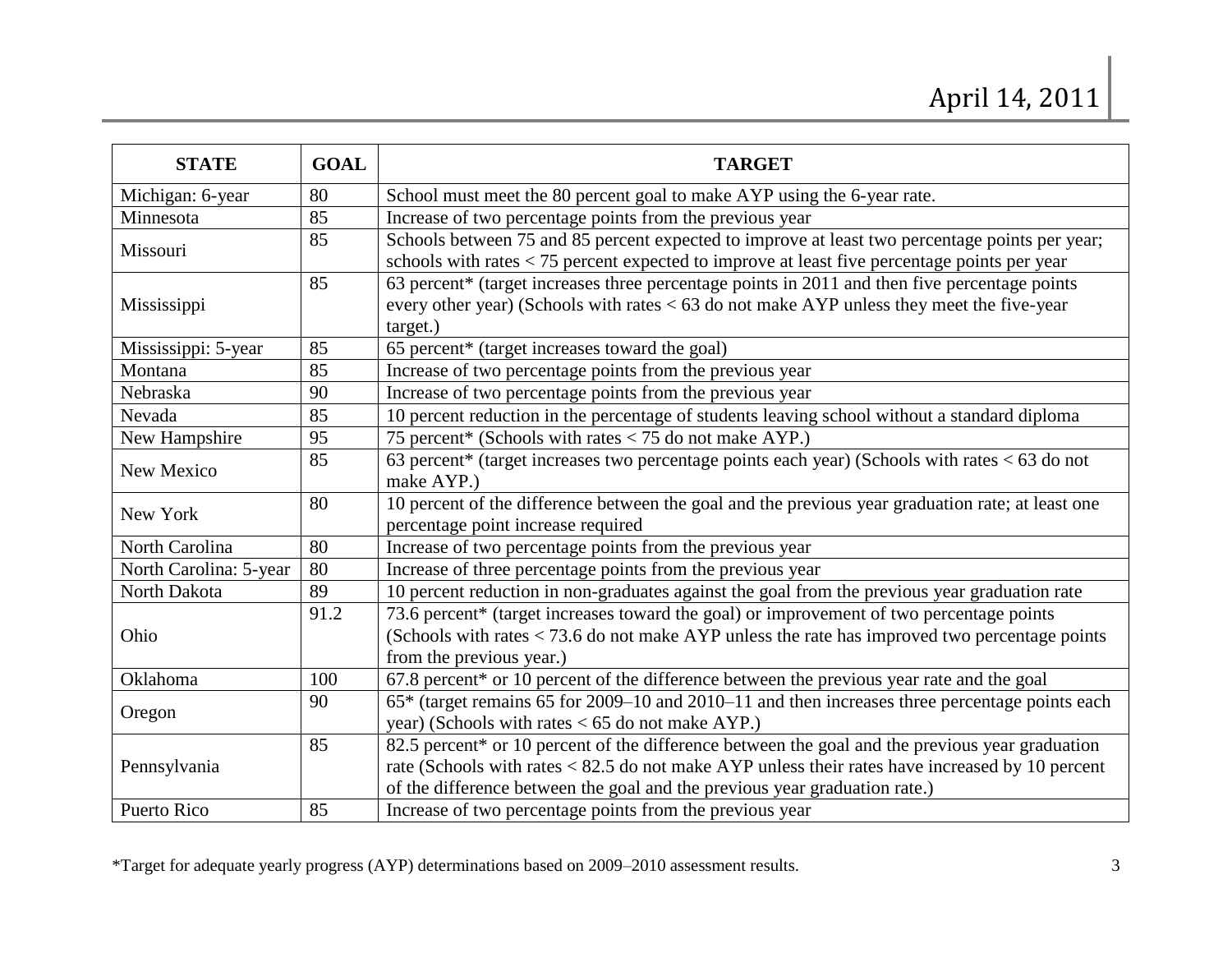| STATE | GOAL | TARGET |
|---|---|---|
| Michigan: 6-year | 80 | School must meet the 80 percent goal to make AYP using the 6-year rate. |
| Minnesota | 85 | Increase of two percentage points from the previous year |
| Missouri | 85 | Schools between 75 and 85 percent expected to improve at least two percentage points per year; schools with rates < 75 percent expected to improve at least five percentage points per year |
| Mississippi | 85 | 63 percent* (target increases three percentage points in 2011 and then five percentage points every other year) (Schools with rates < 63 do not make AYP unless they meet the five-year target.) |
| Mississippi: 5-year | 85 | 65 percent* (target increases toward the goal) |
| Montana | 85 | Increase of two percentage points from the previous year |
| Nebraska | 90 | Increase of two percentage points from the previous year |
| Nevada | 85 | 10 percent reduction in the percentage of students leaving school without a standard diploma |
| New Hampshire | 95 | 75 percent* (Schools with rates < 75 do not make AYP.) |
| New Mexico | 85 | 63 percent* (target increases two percentage points each year) (Schools with rates < 63 do not make AYP.) |
| New York | 80 | 10 percent of the difference between the goal and the previous year graduation rate; at least one percentage point increase required |
| North Carolina | 80 | Increase of two percentage points from the previous year |
| North Carolina: 5-year | 80 | Increase of three percentage points from the previous year |
| North Dakota | 89 | 10 percent reduction in non-graduates against the goal from the previous year graduation rate |
| Ohio | 91.2 | 73.6 percent* (target increases toward the goal) or improvement of two percentage points (Schools with rates < 73.6 do not make AYP unless the rate has improved two percentage points from the previous year.) |
| Oklahoma | 100 | 67.8 percent* or 10 percent of the difference between the previous year rate and the goal |
| Oregon | 90 | 65* (target remains 65 for 2009–10 and 2010–11 and then increases three percentage points each year) (Schools with rates < 65 do not make AYP.) |
| Pennsylvania | 85 | 82.5 percent* or 10 percent of the difference between the goal and the previous year graduation rate (Schools with rates < 82.5 do not make AYP unless their rates have increased by 10 percent of the difference between the goal and the previous year graduation rate.) |
| Puerto Rico | 85 | Increase of two percentage points from the previous year |

*Target for adequate yearly progress (AYP) determinations based on 2009–2010 assessment results.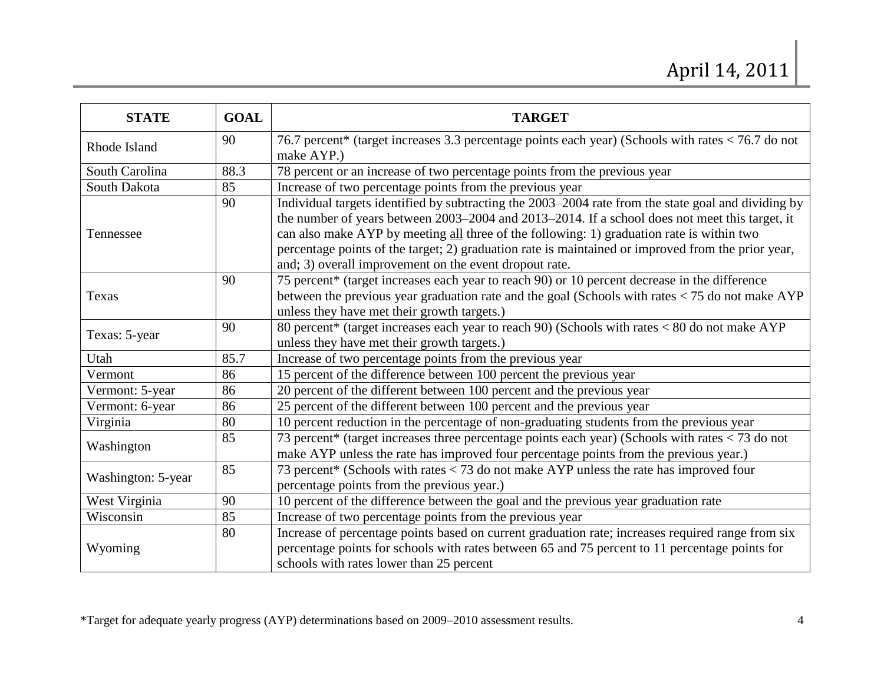| STATE | GOAL | TARGET |
|---|---|---|
| Rhode Island | 90 | 76.7 percent* (target increases 3.3 percentage points each year) (Schools with rates < 76.7 do not make AYP.) |
| South Carolina | 88.3 | 78 percent or an increase of two percentage points from the previous year |
| South Dakota | 85 | Increase of two percentage points from the previous year |
| Tennessee | 90 | Individual targets identified by subtracting the 2003–2004 rate from the state goal and dividing by the number of years between 2003–2004 and 2013–2014. If a school does not meet this target, it can also make AYP by meeting all three of the following: 1) graduation rate is within two percentage points of the target; 2) graduation rate is maintained or improved from the prior year, and; 3) overall improvement on the event dropout rate. |
| Texas | 90 | 75 percent* (target increases each year to reach 90) or 10 percent decrease in the difference between the previous year graduation rate and the goal (Schools with rates < 75 do not make AYP unless they have met their growth targets.) |
| Texas: 5-year | 90 | 80 percent* (target increases each year to reach 90) (Schools with rates < 80 do not make AYP unless they have met their growth targets.) |
| Utah | 85.7 | Increase of two percentage points from the previous year |
| Vermont | 86 | 15 percent of the difference between 100 percent the previous year |
| Vermont: 5-year | 86 | 20 percent of the different between 100 percent and the previous year |
| Vermont: 6-year | 86 | 25 percent of the different between 100 percent and the previous year |
| Virginia | 80 | 10 percent reduction in the percentage of non-graduating students from the previous year |
| Washington | 85 | 73 percent* (target increases three percentage points each year) (Schools with rates < 73 do not make AYP unless the rate has improved four percentage points from the previous year.) |
| Washington: 5-year | 85 | 73 percent* (Schools with rates < 73 do not make AYP unless the rate has improved four percentage points from the previous year.) |
| West Virginia | 90 | 10 percent of the difference between the goal and the previous year graduation rate |
| Wisconsin | 85 | Increase of two percentage points from the previous year |
| Wyoming | 80 | Increase of percentage points based on current graduation rate; increases required range from six percentage points for schools with rates between 65 and 75 percent to 11 percentage points for schools with rates lower than 25 percent |

*Target for adequate yearly progress (AYP) determinations based on 2009–2010 assessment results.